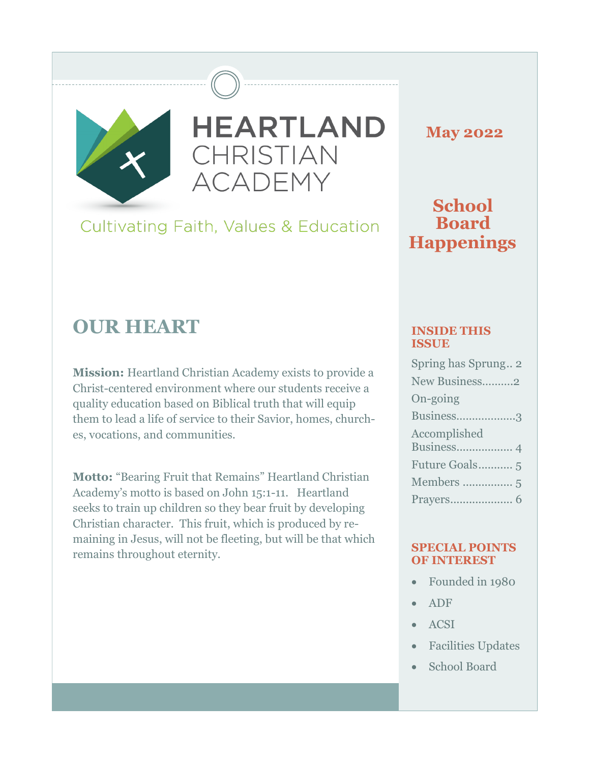# HEARTLAND CHRISTIAN ACADEMY

Cultivating Faith, Values & Education

**May 2022**

## School Board Happenings

## OUR HEART

**Mission:** Heartland Christian Academy exists to provide a Christ-centered environment where our students receive a quality education based on Biblical truth that will equip them to lead a life of service to their Savior, homes, churches, vocations, and communities.

**Motto:** "Bearing Fruit that Remains" Heartland Christian Academy's motto is based on John 15:1-11. Heartland seeks to train up children so they bear fruit by developing Christian character. This fruit, which is produced by remaining in Jesus, will not be fleeting, but will be that which remains throughout eternity.

### INSIDE THIS ISSUE

- Spring has Sprung.. 2
- New Business..........2
- On-going Business..................3
- Accomplished Business................. 4
- Future Goals........... 5
- Members ................ 5
- Prayers................... 6

### SPECIAL POINTS OF INTEREST

- Founded in 1980
- ADF
- ACSI
- Facilities Updates
- School Board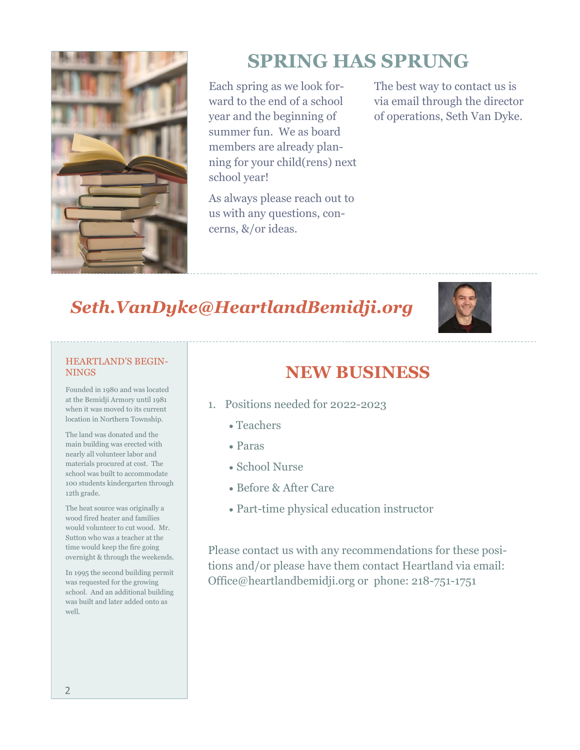# SPRING HAS SPRUNG

Each spring as we look forward to the end of a school year and the beginning of summer fun. We as board members are already planning for your child(rens) next school year!

As always please reach out to us with any questions, concerns, &/or ideas.

The best way to contact us is via email through the director of operations, Seth Van Dyke.

***Seth.VanDyke@HeartlandBemidji.org***

## HEARTLAND'S BEGINNINGS

Founded in 1980 and was located at the Bemidji Armory until 1981 when it was moved to its current location in Northern Township.

The land was donated and the main building was erected with nearly all volunteer labor and materials procured at cost. The school was built to accommodate 100 students kindergarten through 12th grade.

The heat source was originally a wood fired heater and families would volunteer to cut wood. Mr. Sutton who was a teacher at the time would keep the fire going overnight & through the weekends.

In 1995 the second building permit was requested for the growing school. And an additional building was built and later added onto as well.

# NEW BUSINESS

1. Positions needed for 2022-2023
   - Teachers
   - Paras
   - School Nurse
   - Before & After Care
   - Part-time physical education instructor

Please contact us with any recommendations for these positions and/or please have them contact Heartland via email: Office@heartlandbemidji.org or phone: 218-751-1751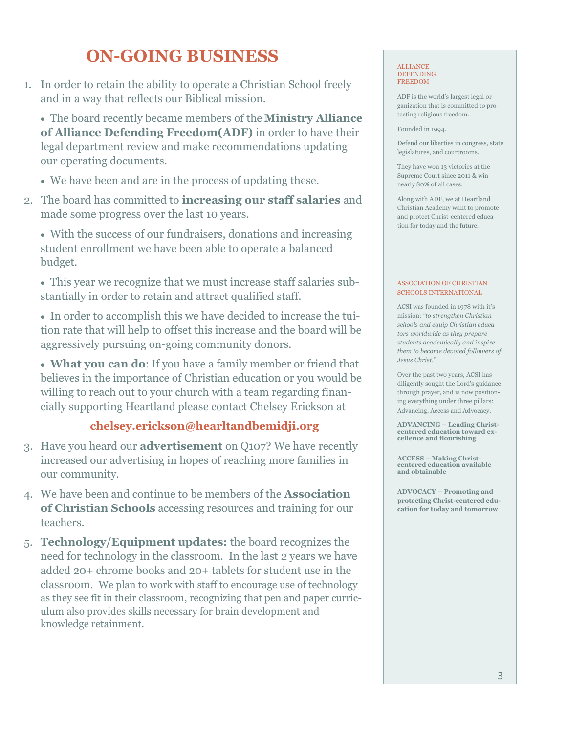# ON-GOING BUSINESS

1. In order to retain the ability to operate a Christian School freely and in a way that reflects our Biblical mission.

   - The board recently became members of the **Ministry Alliance of Alliance Defending Freedom(ADF)** in order to have their legal department review and make recommendations updating our operating documents.
   - We have been and are in the process of updating these.

2. The board has committed to **increasing our staff salaries** and made some progress over the last 10 years.

   - With the success of our fundraisers, donations and increasing student enrollment we have been able to operate a balanced budget.
   - This year we recognize that we must increase staff salaries substantially in order to retain and attract qualified staff.
   - In order to accomplish this we have decided to increase the tuition rate that will help to offset this increase and the board will be aggressively pursuing on-going community donors.
   - **What you can do**: If you have a family member or friend that believes in the importance of Christian education or you would be willing to reach out to your church with a team regarding financially supporting Heartland please contact Chelsey Erickson at

   **chelsey.erickson@hearltandbemidji.org**

3. Have you heard our **advertisement** on Q107? We have recently increased our advertising in hopes of reaching more families in our community.

4. We have been and continue to be members of the **Association of Christian Schools** accessing resources and training for our teachers.

5. **Technology/Equipment updates:** the board recognizes the need for technology in the classroom. In the last 2 years we have added 20+ chrome books and 20+ tablets for student use in the classroom. We plan to work with staff to encourage use of technology as they see fit in their classroom, recognizing that pen and paper curriculum also provides skills necessary for brain development and knowledge retainment.

### ALLIANCE DEFENDING FREEDOM

ADF is the world's largest legal organization that is committed to protecting religious freedom.

Founded in 1994.

Defend our liberties in congress, state legislatures, and courtrooms.

They have won 13 victories at the Supreme Court since 2011 & win nearly 80% of all cases.

Along with ADF, we at Heartland Christian Academy want to promote and protect Christ-centered education for today and the future.

### ASSOCIATION OF CHRISTIAN SCHOOLS INTERNATIONAL

ACSI was founded in 1978 with it's mission: *"to strengthen Christian schools and equip Christian educators worldwide as they prepare students academically and inspire them to become devoted followers of Jesus Christ."*

Over the past two years, ACSI has diligently sought the Lord's guidance through prayer, and is now positioning everything under three pillars: Advancing, Access and Advocacy.

**ADVANCING – Leading Christ-centered education toward excellence and flourishing**

**ACCESS – Making Christ-centered education available and obtainable**

**ADVOCACY – Promoting and protecting Christ-centered education for today and tomorrow**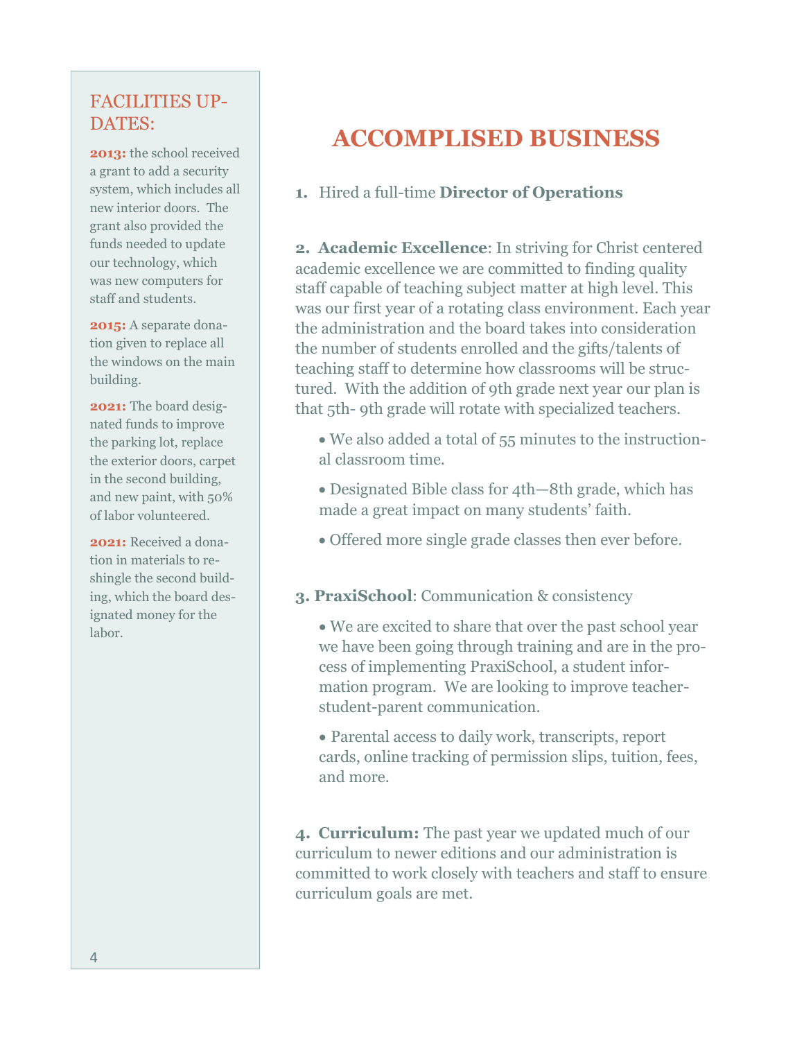## FACILITIES UPDATES:

**2013:** the school received a grant to add a security system, which includes all new interior doors. The grant also provided the funds needed to update our technology, which was new computers for staff and students.

**2015:** A separate donation given to replace all the windows on the main building.

**2021:** The board designated funds to improve the parking lot, replace the exterior doors, carpet in the second building, and new paint, with 50% of labor volunteered.

**2021:** Received a donation in materials to reshingle the second building, which the board designated money for the labor.

# ACCOMPLISED BUSINESS

**1.** Hired a full-time **Director of Operations**

**2. Academic Excellence**: In striving for Christ centered academic excellence we are committed to finding quality staff capable of teaching subject matter at high level. This was our first year of a rotating class environment. Each year the administration and the board takes into consideration the number of students enrolled and the gifts/talents of teaching staff to determine how classrooms will be structured. With the addition of 9th grade next year our plan is that 5th- 9th grade will rotate with specialized teachers.

- We also added a total of 55 minutes to the instructional classroom time.
- Designated Bible class for 4th—8th grade, which has made a great impact on many students' faith.
- Offered more single grade classes then ever before.

**3. PraxiSchool**: Communication & consistency

- We are excited to share that over the past school year we have been going through training and are in the process of implementing PraxiSchool, a student information program. We are looking to improve teacher-student-parent communication.
- Parental access to daily work, transcripts, report cards, online tracking of permission slips, tuition, fees, and more.

**4. Curriculum:** The past year we updated much of our curriculum to newer editions and our administration is committed to work closely with teachers and staff to ensure curriculum goals are met.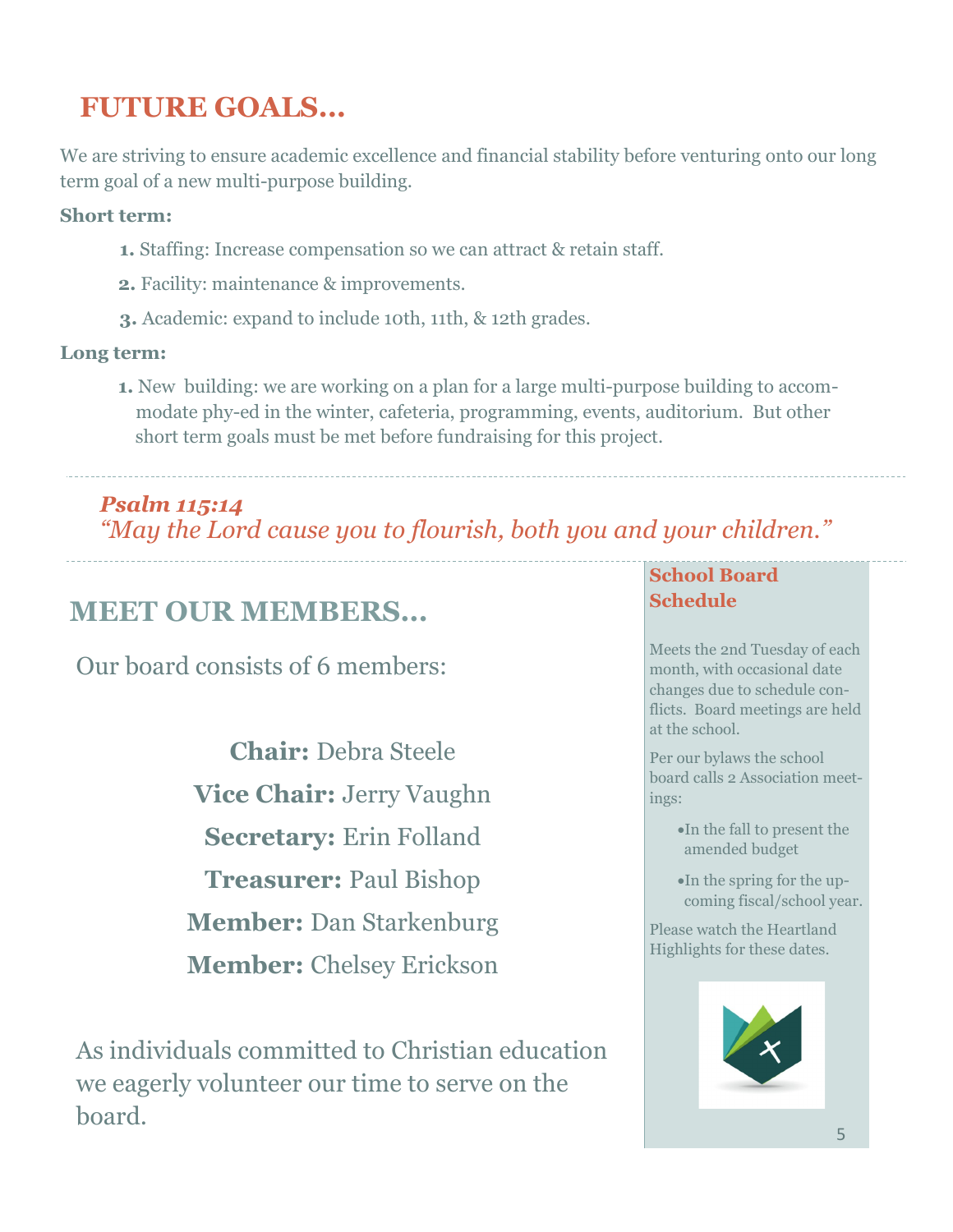# FUTURE GOALS...

We are striving to ensure academic excellence and financial stability before venturing onto our long term goal of a new multi-purpose building.

**Short term:**

1. Staffing: Increase compensation so we can attract & retain staff.
2. Facility: maintenance & improvements.
3. Academic: expand to include 10th, 11th, & 12th grades.

**Long term:**

1. New building: we are working on a plan for a large multi-purpose building to accommodate phy-ed in the winter, cafeteria, programming, events, auditorium. But other short term goals must be met before fundraising for this project.

***Psalm 115:14***
*"May the Lord cause you to flourish, both you and your children."*

# MEET OUR MEMBERS...

Our board consists of 6 members:

**Chair:** Debra Steele
**Vice Chair:** Jerry Vaughn
**Secretary:** Erin Folland
**Treasurer:** Paul Bishop
**Member:** Dan Starkenburg
**Member:** Chelsey Erickson

As individuals committed to Christian education we eagerly volunteer our time to serve on the board.

### School Board Schedule

Meets the 2nd Tuesday of each month, with occasional date changes due to schedule conflicts. Board meetings are held at the school.

Per our bylaws the school board calls 2 Association meetings:

- In the fall to present the amended budget
- In the spring for the upcoming fiscal/school year.

Please watch the Heartland Highlights for these dates.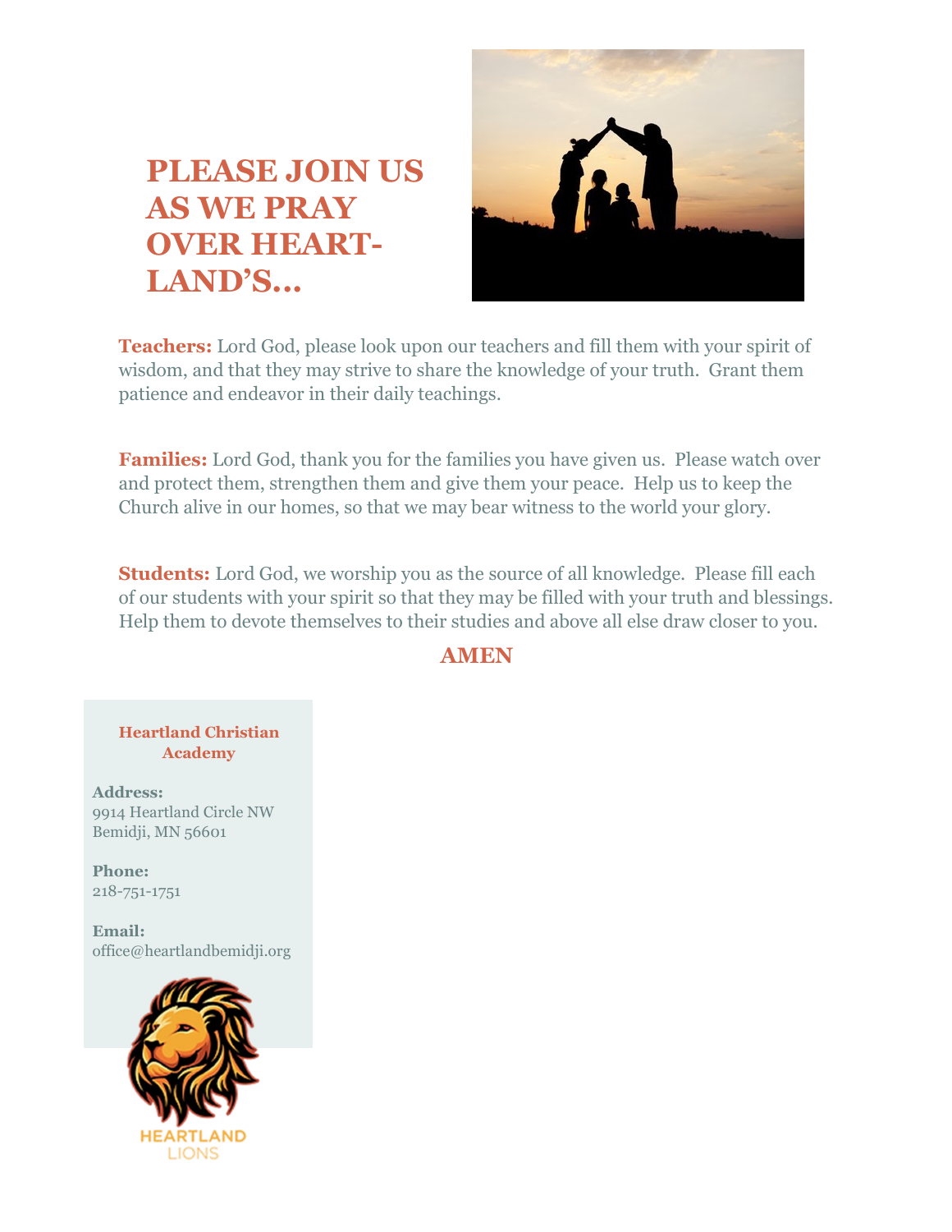# PLEASE JOIN US AS WE PRAY OVER HEART-LAND'S…

**Teachers:** Lord God, please look upon our teachers and fill them with your spirit of wisdom, and that they may strive to share the knowledge of your truth. Grant them patience and endeavor in their daily teachings.

**Families:** Lord God, thank you for the families you have given us. Please watch over and protect them, strengthen them and give them your peace. Help us to keep the Church alive in our homes, so that we may bear witness to the world your glory.

**Students:** Lord God, we worship you as the source of all knowledge. Please fill each of our students with your spirit so that they may be filled with your truth and blessings. Help them to devote themselves to their studies and above all else draw closer to you.

**AMEN**

**Heartland Christian Academy**

**Address:**
9914 Heartland Circle NW
Bemidji, MN 56601

**Phone:**
218-751-1751

**Email:**
office@heartlandbemidji.org

HEARTLAND
LIONS